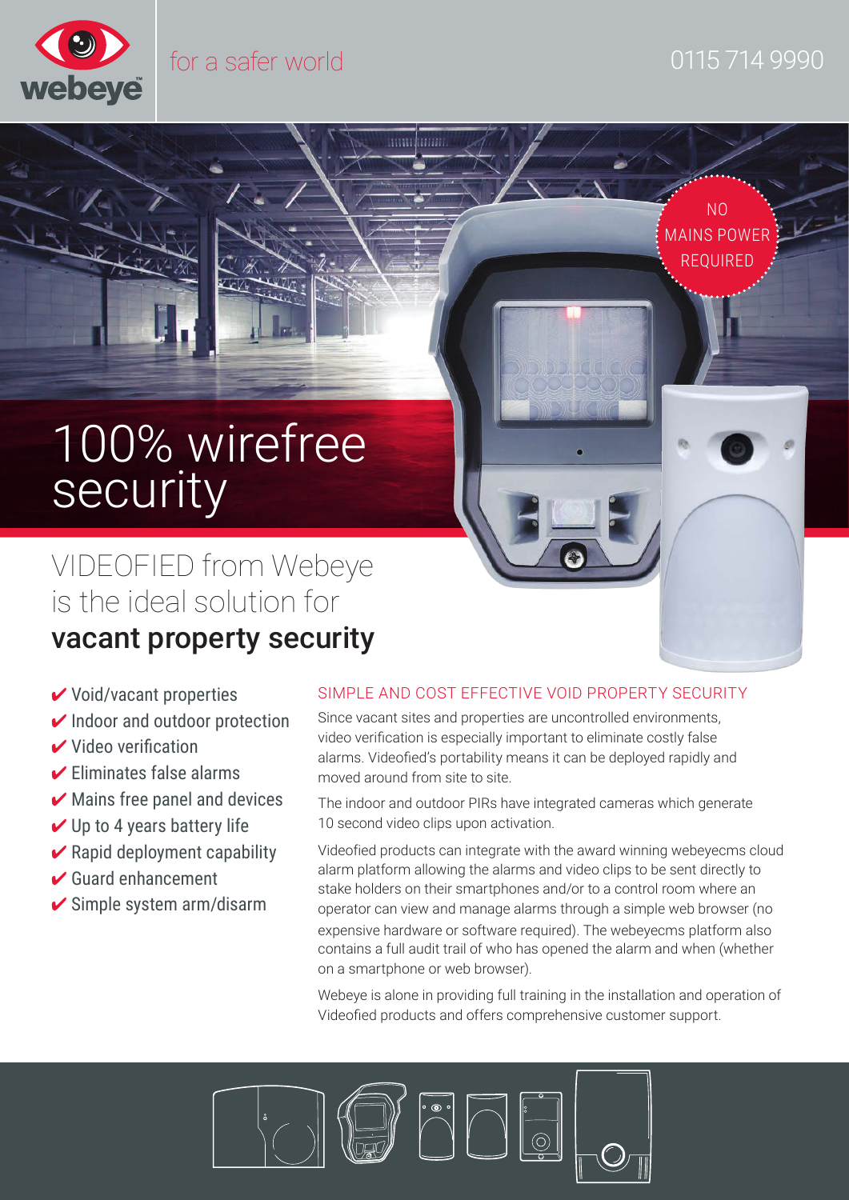webeye™

for a safer world

0115 714 9990

NO MAINS POWER REQUIRED

# 100% wirefree security

## VIDEOFIED from Webeye is the ideal solution for **vacant property security**

- ✔ Void/vacant properties
- ✔ Indoor and outdoor protection
- ✔ Video verification
- ✔ Eliminates false alarms
- ✔ Mains free panel and devices
- ✔ Up to 4 years battery life
- ✔ Rapid deployment capability
- ✔ Guard enhancement
- ✔ Simple system arm/disarm

### SIMPLE AND COST EFFECTIVE VOID PROPERTY SECURITY

Since vacant sites and properties are uncontrolled environments, video verification is especially important to eliminate costly false alarms. Videofied's portability means it can be deployed rapidly and moved around from site to site.

The indoor and outdoor PIRs have integrated cameras which generate 10 second video clips upon activation.

Videofied products can integrate with the award winning webeyecms cloud alarm platform allowing the alarms and video clips to be sent directly to stake holders on their smartphones and/or to a control room where an operator can view and manage alarms through a simple web browser (no expensive hardware or software required). The webeyecms platform also contains a full audit trail of who has opened the alarm and when (whether on a smartphone or web browser).

Webeye is alone in providing full training in the installation and operation of Videofied products and offers comprehensive customer support.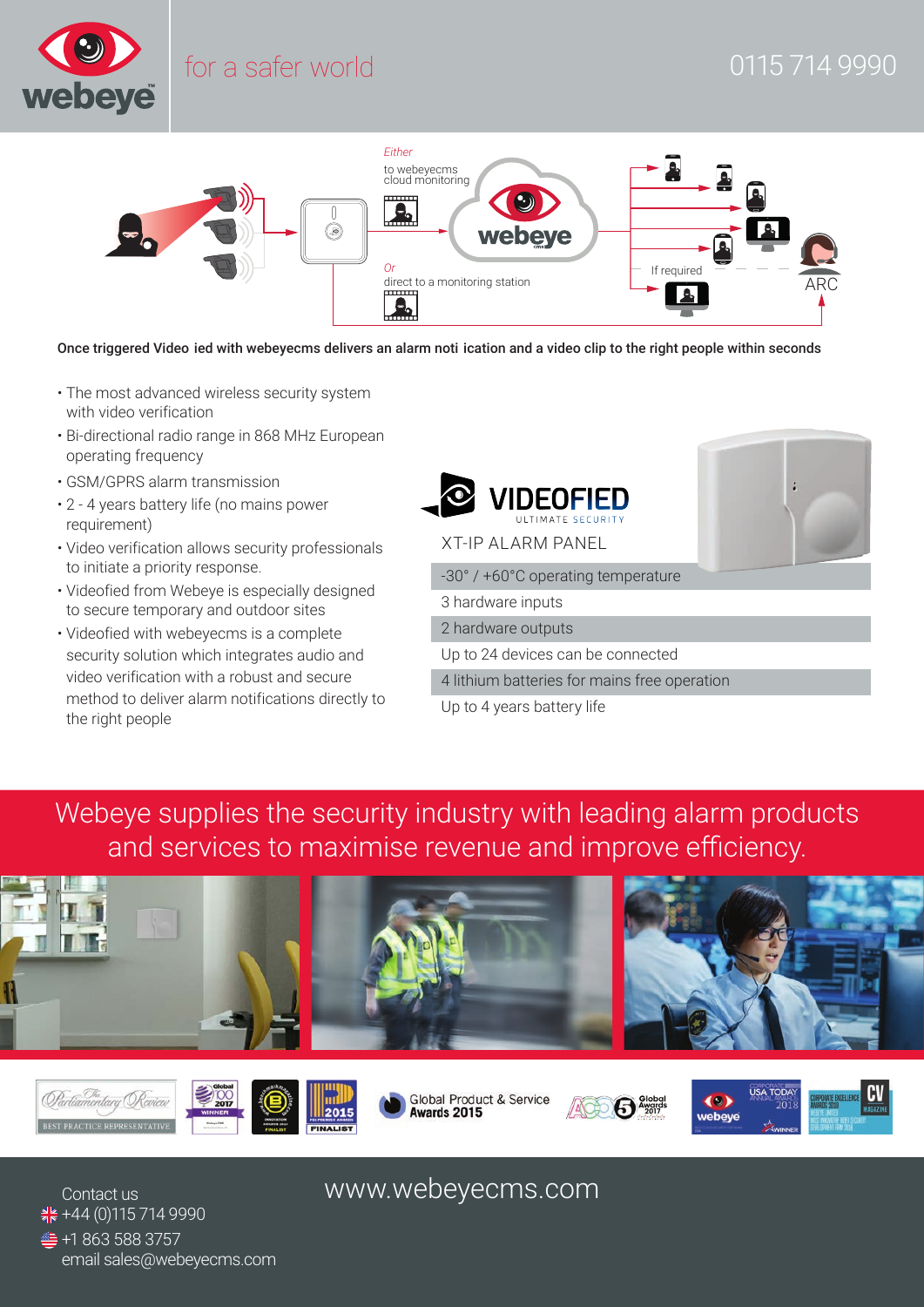webeye

for a safer world

0115 714 9990

Either
to webeyecms cloud monitoring

Or
direct to a monitoring station

If required

ARC

**Once triggered Video ied with webeyecms delivers an alarm noti ication and a video clip to the right people within seconds**

- The most advanced wireless security system with video verification
- Bi-directional radio range in 868 MHz European operating frequency
- GSM/GPRS alarm transmission
- 2 - 4 years battery life (no mains power requirement)
- Video verification allows security professionals to initiate a priority response.
- Videofied from Webeye is especially designed to secure temporary and outdoor sites
- Videofied with webeyecms is a complete security solution which integrates audio and video verification with a robust and secure method to deliver alarm notifications directly to the right people

VIDEOFIED
ULTIMATE SECURITY

## XT-IP ALARM PANEL

| |
|---|
| -30° / +60°C operating temperature |
| 3 hardware inputs |
| 2 hardware outputs |
| Up to 24 devices can be connected |
| 4 lithium batteries for mains free operation |
| Up to 4 years battery life |

## Webeye supplies the security industry with leading alarm products and services to maximise revenue and improve efficiency.

The Parliamentary Review
BEST PRACTICE REPRESENTATIVE

Global 100 2017 WINNER

2015 FINALIST

Global Product & Service Awards 2015

Global Awards 2017

USA TODAY 2018 WINNER

CV MAGAZINE

Contact us
+44 (0)115 714 9990
+1 863 588 3757
email sales@webeyecms.com

www.webeyecms.com